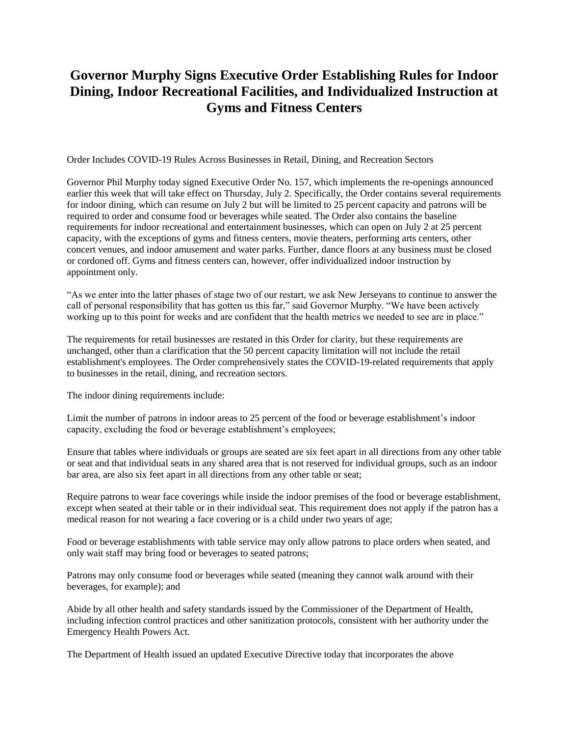# Governor Murphy Signs Executive Order Establishing Rules for Indoor Dining, Indoor Recreational Facilities, and Individualized Instruction at Gyms and Fitness Centers

Order Includes COVID-19 Rules Across Businesses in Retail, Dining, and Recreation Sectors

Governor Phil Murphy today signed Executive Order No. 157, which implements the re-openings announced earlier this week that will take effect on Thursday, July 2. Specifically, the Order contains several requirements for indoor dining, which can resume on July 2 but will be limited to 25 percent capacity and patrons will be required to order and consume food or beverages while seated. The Order also contains the baseline requirements for indoor recreational and entertainment businesses, which can open on July 2 at 25 percent capacity, with the exceptions of gyms and fitness centers, movie theaters, performing arts centers, other concert venues, and indoor amusement and water parks. Further, dance floors at any business must be closed or cordoned off. Gyms and fitness centers can, however, offer individualized indoor instruction by appointment only.

"As we enter into the latter phases of stage two of our restart, we ask New Jerseyans to continue to answer the call of personal responsibility that has gotten us this far," said Governor Murphy. "We have been actively working up to this point for weeks and are confident that the health metrics we needed to see are in place."

The requirements for retail businesses are restated in this Order for clarity, but these requirements are unchanged, other than a clarification that the 50 percent capacity limitation will not include the retail establishment's employees. The Order comprehensively states the COVID-19-related requirements that apply to businesses in the retail, dining, and recreation sectors.

The indoor dining requirements include:

Limit the number of patrons in indoor areas to 25 percent of the food or beverage establishment's indoor capacity, excluding the food or beverage establishment's employees;

Ensure that tables where individuals or groups are seated are six feet apart in all directions from any other table or seat and that individual seats in any shared area that is not reserved for individual groups, such as an indoor bar area, are also six feet apart in all directions from any other table or seat;

Require patrons to wear face coverings while inside the indoor premises of the food or beverage establishment, except when seated at their table or in their individual seat. This requirement does not apply if the patron has a medical reason for not wearing a face covering or is a child under two years of age;

Food or beverage establishments with table service may only allow patrons to place orders when seated, and only wait staff may bring food or beverages to seated patrons;

Patrons may only consume food or beverages while seated (meaning they cannot walk around with their beverages, for example); and

Abide by all other health and safety standards issued by the Commissioner of the Department of Health, including infection control practices and other sanitization protocols, consistent with her authority under the Emergency Health Powers Act.

The Department of Health issued an updated Executive Directive today that incorporates the above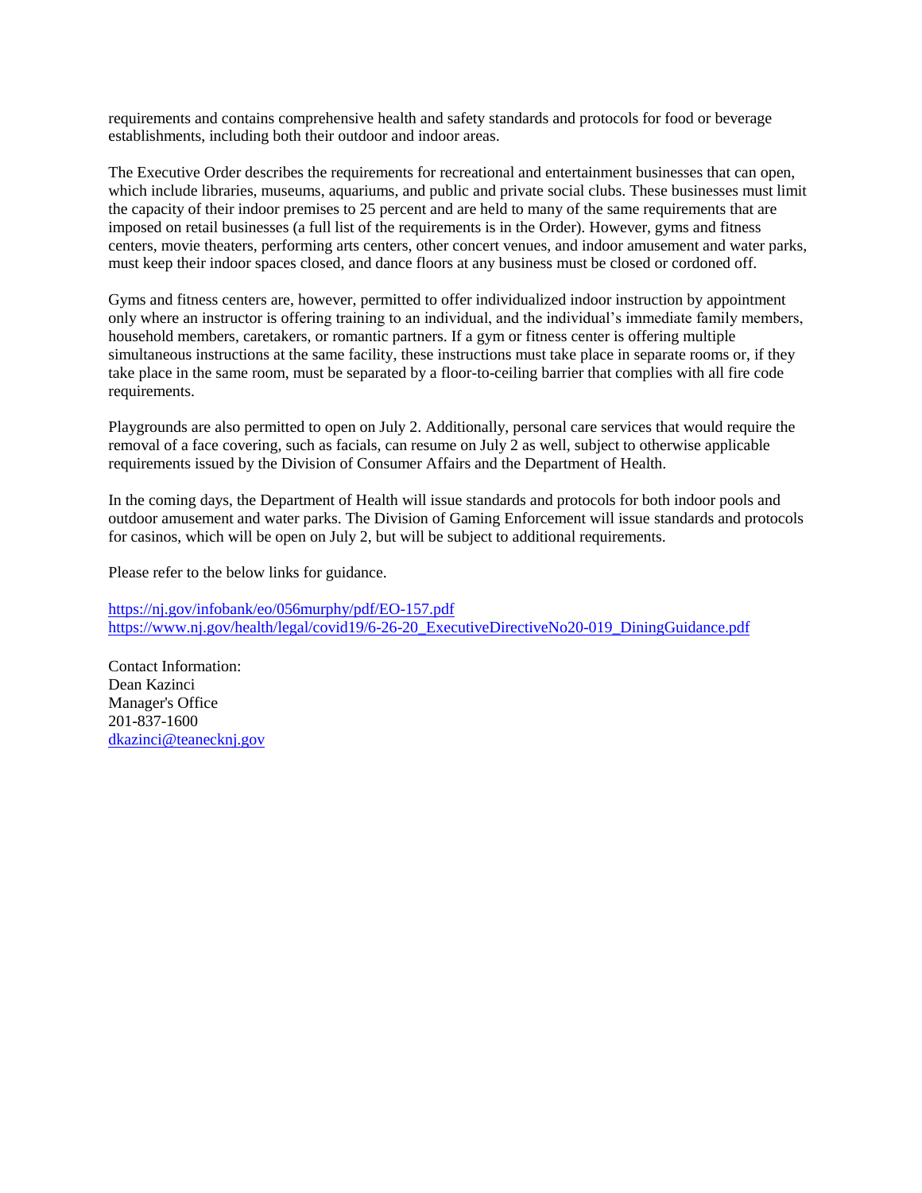requirements and contains comprehensive health and safety standards and protocols for food or beverage establishments, including both their outdoor and indoor areas.

The Executive Order describes the requirements for recreational and entertainment businesses that can open, which include libraries, museums, aquariums, and public and private social clubs. These businesses must limit the capacity of their indoor premises to 25 percent and are held to many of the same requirements that are imposed on retail businesses (a full list of the requirements is in the Order). However, gyms and fitness centers, movie theaters, performing arts centers, other concert venues, and indoor amusement and water parks, must keep their indoor spaces closed, and dance floors at any business must be closed or cordoned off.

Gyms and fitness centers are, however, permitted to offer individualized indoor instruction by appointment only where an instructor is offering training to an individual, and the individual's immediate family members, household members, caretakers, or romantic partners. If a gym or fitness center is offering multiple simultaneous instructions at the same facility, these instructions must take place in separate rooms or, if they take place in the same room, must be separated by a floor-to-ceiling barrier that complies with all fire code requirements.

Playgrounds are also permitted to open on July 2. Additionally, personal care services that would require the removal of a face covering, such as facials, can resume on July 2 as well, subject to otherwise applicable requirements issued by the Division of Consumer Affairs and the Department of Health.

In the coming days, the Department of Health will issue standards and protocols for both indoor pools and outdoor amusement and water parks. The Division of Gaming Enforcement will issue standards and protocols for casinos, which will be open on July 2, but will be subject to additional requirements.

Please refer to the below links for guidance.

https://nj.gov/infobank/eo/056murphy/pdf/EO-157.pdf
https://www.nj.gov/health/legal/covid19/6-26-20_ExecutiveDirectiveNo20-019_DiningGuidance.pdf

Contact Information:
Dean Kazinci
Manager's Office
201-837-1600
dkazinci@teanecknj.gov